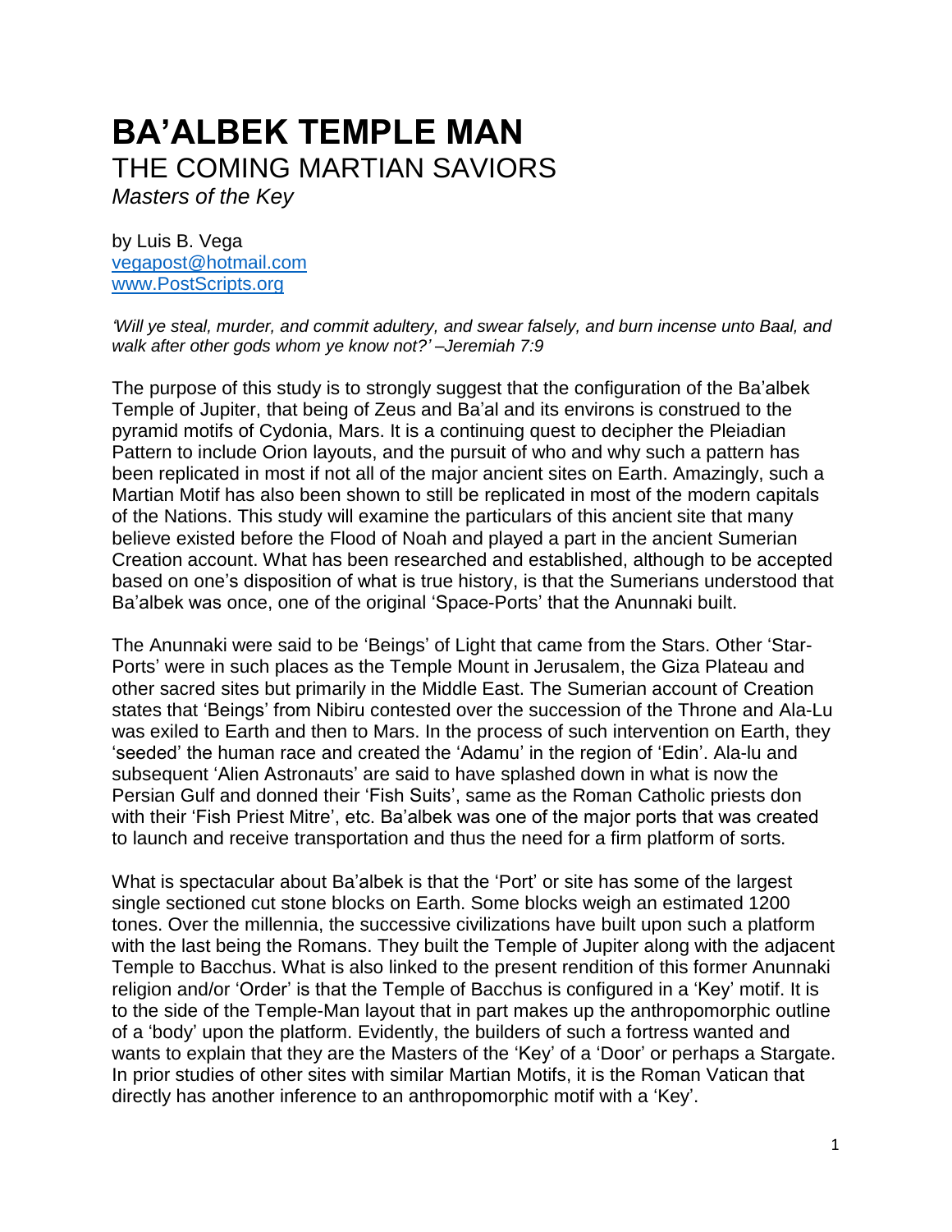# BA'ALBEK TEMPLE MAN

## THE COMING MARTIAN SAVIORS

*Masters of the Key*

by Luis B. Vega
vegapost@hotmail.com
www.PostScripts.org

*'Will ye steal, murder, and commit adultery, and swear falsely, and burn incense unto Baal, and walk after other gods whom ye know not?' –Jeremiah 7:9*

The purpose of this study is to strongly suggest that the configuration of the Ba'albek Temple of Jupiter, that being of Zeus and Ba'al and its environs is construed to the pyramid motifs of Cydonia, Mars. It is a continuing quest to decipher the Pleiadian Pattern to include Orion layouts, and the pursuit of who and why such a pattern has been replicated in most if not all of the major ancient sites on Earth. Amazingly, such a Martian Motif has also been shown to still be replicated in most of the modern capitals of the Nations. This study will examine the particulars of this ancient site that many believe existed before the Flood of Noah and played a part in the ancient Sumerian Creation account. What has been researched and established, although to be accepted based on one's disposition of what is true history, is that the Sumerians understood that Ba'albek was once, one of the original 'Space-Ports' that the Anunnaki built.

The Anunnaki were said to be 'Beings' of Light that came from the Stars. Other 'Star-Ports' were in such places as the Temple Mount in Jerusalem, the Giza Plateau and other sacred sites but primarily in the Middle East. The Sumerian account of Creation states that 'Beings' from Nibiru contested over the succession of the Throne and Ala-Lu was exiled to Earth and then to Mars. In the process of such intervention on Earth, they 'seeded' the human race and created the 'Adamu' in the region of 'Edin'. Ala-lu and subsequent 'Alien Astronauts' are said to have splashed down in what is now the Persian Gulf and donned their 'Fish Suits', same as the Roman Catholic priests don with their 'Fish Priest Mitre', etc. Ba'albek was one of the major ports that was created to launch and receive transportation and thus the need for a firm platform of sorts.

What is spectacular about Ba'albek is that the 'Port' or site has some of the largest single sectioned cut stone blocks on Earth. Some blocks weigh an estimated 1200 tons. Over the millennia, the successive civilizations have built upon such a platform with the last being the Romans. They built the Temple of Jupiter along with the adjacent Temple to Bacchus. What is also linked to the present rendition of this former Anunnaki religion and/or 'Order' is that the Temple of Bacchus is configured in a 'Key' motif. It is to the side of the Temple-Man layout that in part makes up the anthropomorphic outline of a 'body' upon the platform. Evidently, the builders of such a fortress wanted and wants to explain that they are the Masters of the 'Key' of a 'Door' or perhaps a Stargate. In prior studies of other sites with similar Martian Motifs, it is the Roman Vatican that directly has another inference to an anthropomorphic motif with a 'Key'.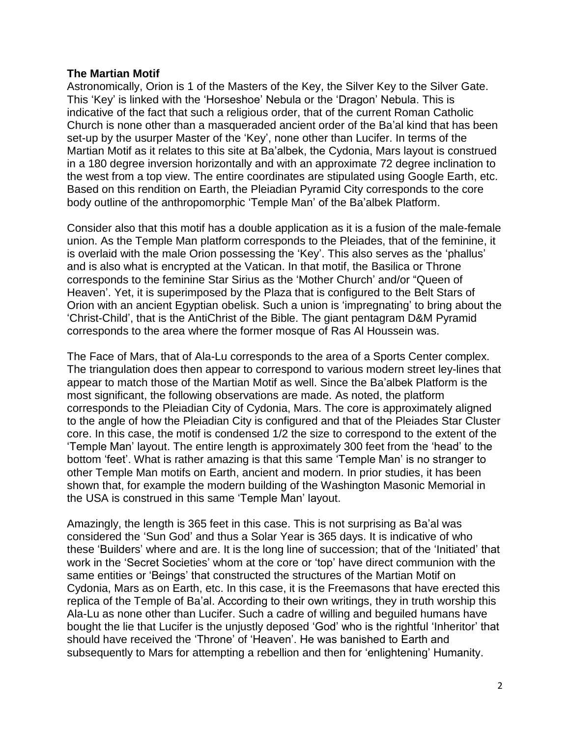**The Martian Motif**

Astronomically, Orion is 1 of the Masters of the Key, the Silver Key to the Silver Gate. This 'Key' is linked with the 'Horseshoe' Nebula or the 'Dragon' Nebula. This is indicative of the fact that such a religious order, that of the current Roman Catholic Church is none other than a masqueraded ancient order of the Ba'al kind that has been set-up by the usurper Master of the 'Key', none other than Lucifer. In terms of the Martian Motif as it relates to this site at Ba'albek, the Cydonia, Mars layout is construed in a 180 degree inversion horizontally and with an approximate 72 degree inclination to the west from a top view. The entire coordinates are stipulated using Google Earth, etc. Based on this rendition on Earth, the Pleiadian Pyramid City corresponds to the core body outline of the anthropomorphic 'Temple Man' of the Ba'albek Platform.

Consider also that this motif has a double application as it is a fusion of the male-female union. As the Temple Man platform corresponds to the Pleiades, that of the feminine, it is overlaid with the male Orion possessing the 'Key'. This also serves as the 'phallus' and is also what is encrypted at the Vatican. In that motif, the Basilica or Throne corresponds to the feminine Star Sirius as the 'Mother Church' and/or "Queen of Heaven'. Yet, it is superimposed by the Plaza that is configured to the Belt Stars of Orion with an ancient Egyptian obelisk. Such a union is 'impregnating' to bring about the 'Christ-Child', that is the AntiChrist of the Bible. The giant pentagram D&M Pyramid corresponds to the area where the former mosque of Ras Al Houssein was.

The Face of Mars, that of Ala-Lu corresponds to the area of a Sports Center complex. The triangulation does then appear to correspond to various modern street ley-lines that appear to match those of the Martian Motif as well. Since the Ba'albek Platform is the most significant, the following observations are made. As noted, the platform corresponds to the Pleiadian City of Cydonia, Mars. The core is approximately aligned to the angle of how the Pleiadian City is configured and that of the Pleiades Star Cluster core. In this case, the motif is condensed 1/2 the size to correspond to the extent of the 'Temple Man' layout. The entire length is approximately 300 feet from the 'head' to the bottom 'feet'. What is rather amazing is that this same 'Temple Man' is no stranger to other Temple Man motifs on Earth, ancient and modern. In prior studies, it has been shown that, for example the modern building of the Washington Masonic Memorial in the USA is construed in this same 'Temple Man' layout.

Amazingly, the length is 365 feet in this case. This is not surprising as Ba'al was considered the 'Sun God' and thus a Solar Year is 365 days. It is indicative of who these 'Builders' where and are. It is the long line of succession; that of the 'Initiated' that work in the 'Secret Societies' whom at the core or 'top' have direct communion with the same entities or 'Beings' that constructed the structures of the Martian Motif on Cydonia, Mars as on Earth, etc. In this case, it is the Freemasons that have erected this replica of the Temple of Ba'al. According to their own writings, they in truth worship this Ala-Lu as none other than Lucifer. Such a cadre of willing and beguiled humans have bought the lie that Lucifer is the unjustly deposed 'God' who is the rightful 'Inheritor' that should have received the 'Throne' of 'Heaven'. He was banished to Earth and subsequently to Mars for attempting a rebellion and then for 'enlightening' Humanity.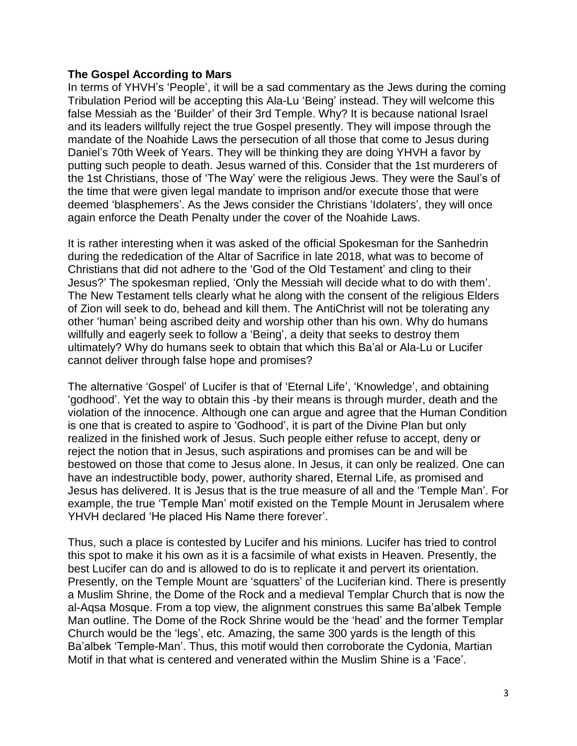**The Gospel According to Mars**

In terms of YHVH's 'People', it will be a sad commentary as the Jews during the coming Tribulation Period will be accepting this Ala-Lu 'Being' instead. They will welcome this false Messiah as the 'Builder' of their 3rd Temple. Why? It is because national Israel and its leaders willfully reject the true Gospel presently. They will impose through the mandate of the Noahide Laws the persecution of all those that come to Jesus during Daniel's 70th Week of Years. They will be thinking they are doing YHVH a favor by putting such people to death. Jesus warned of this. Consider that the 1st murderers of the 1st Christians, those of 'The Way' were the religious Jews. They were the Saul's of the time that were given legal mandate to imprison and/or execute those that were deemed 'blasphemers'. As the Jews consider the Christians 'Idolaters', they will once again enforce the Death Penalty under the cover of the Noahide Laws.

It is rather interesting when it was asked of the official Spokesman for the Sanhedrin during the rededication of the Altar of Sacrifice in late 2018, what was to become of Christians that did not adhere to the 'God of the Old Testament' and cling to their Jesus?' The spokesman replied, 'Only the Messiah will decide what to do with them'. The New Testament tells clearly what he along with the consent of the religious Elders of Zion will seek to do, behead and kill them. The AntiChrist will not be tolerating any other 'human' being ascribed deity and worship other than his own. Why do humans willfully and eagerly seek to follow a 'Being', a deity that seeks to destroy them ultimately? Why do humans seek to obtain that which this Ba'al or Ala-Lu or Lucifer cannot deliver through false hope and promises?

The alternative 'Gospel' of Lucifer is that of 'Eternal Life', 'Knowledge', and obtaining 'godhood'. Yet the way to obtain this -by their means is through murder, death and the violation of the innocence. Although one can argue and agree that the Human Condition is one that is created to aspire to 'Godhood', it is part of the Divine Plan but only realized in the finished work of Jesus. Such people either refuse to accept, deny or reject the notion that in Jesus, such aspirations and promises can be and will be bestowed on those that come to Jesus alone. In Jesus, it can only be realized. One can have an indestructible body, power, authority shared, Eternal Life, as promised and Jesus has delivered. It is Jesus that is the true measure of all and the 'Temple Man'. For example, the true 'Temple Man' motif existed on the Temple Mount in Jerusalem where YHVH declared 'He placed His Name there forever'.

Thus, such a place is contested by Lucifer and his minions. Lucifer has tried to control this spot to make it his own as it is a facsimile of what exists in Heaven. Presently, the best Lucifer can do and is allowed to do is to replicate it and pervert its orientation. Presently, on the Temple Mount are 'squatters' of the Luciferian kind. There is presently a Muslim Shrine, the Dome of the Rock and a medieval Templar Church that is now the al-Aqsa Mosque. From a top view, the alignment construes this same Ba'albek Temple Man outline. The Dome of the Rock Shrine would be the 'head' and the former Templar Church would be the 'legs', etc. Amazing, the same 300 yards is the length of this Ba'albek 'Temple-Man'. Thus, this motif would then corroborate the Cydonia, Martian Motif in that what is centered and venerated within the Muslim Shine is a 'Face'.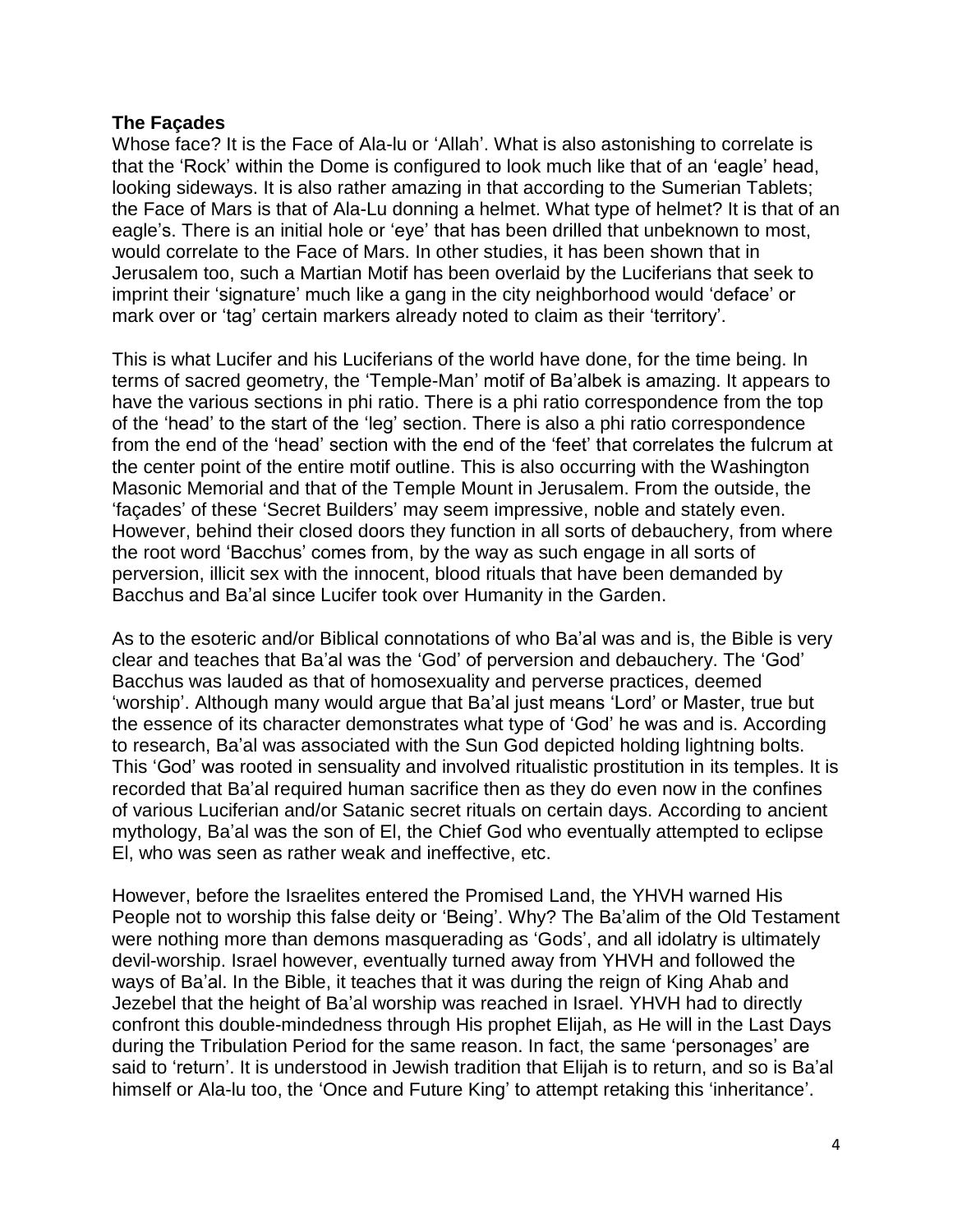**The Façades**

Whose face? It is the Face of Ala-lu or 'Allah'. What is also astonishing to correlate is that the 'Rock' within the Dome is configured to look much like that of an 'eagle' head, looking sideways. It is also rather amazing in that according to the Sumerian Tablets; the Face of Mars is that of Ala-Lu donning a helmet. What type of helmet? It is that of an eagle's. There is an initial hole or 'eye' that has been drilled that unbeknown to most, would correlate to the Face of Mars. In other studies, it has been shown that in Jerusalem too, such a Martian Motif has been overlaid by the Luciferians that seek to imprint their 'signature' much like a gang in the city neighborhood would 'deface' or mark over or 'tag' certain markers already noted to claim as their 'territory'.

This is what Lucifer and his Luciferians of the world have done, for the time being. In terms of sacred geometry, the 'Temple-Man' motif of Ba'albek is amazing. It appears to have the various sections in phi ratio. There is a phi ratio correspondence from the top of the 'head' to the start of the 'leg' section. There is also a phi ratio correspondence from the end of the 'head' section with the end of the 'feet' that correlates the fulcrum at the center point of the entire motif outline. This is also occurring with the Washington Masonic Memorial and that of the Temple Mount in Jerusalem. From the outside, the 'façades' of these 'Secret Builders' may seem impressive, noble and stately even. However, behind their closed doors they function in all sorts of debauchery, from where the root word 'Bacchus' comes from, by the way as such engage in all sorts of perversion, illicit sex with the innocent, blood rituals that have been demanded by Bacchus and Ba'al since Lucifer took over Humanity in the Garden.

As to the esoteric and/or Biblical connotations of who Ba'al was and is, the Bible is very clear and teaches that Ba'al was the 'God' of perversion and debauchery. The 'God' Bacchus was lauded as that of homosexuality and perverse practices, deemed 'worship'. Although many would argue that Ba'al just means 'Lord' or Master, true but the essence of its character demonstrates what type of 'God' he was and is. According to research, Ba'al was associated with the Sun God depicted holding lightning bolts. This 'God' was rooted in sensuality and involved ritualistic prostitution in its temples. It is recorded that Ba'al required human sacrifice then as they do even now in the confines of various Luciferian and/or Satanic secret rituals on certain days. According to ancient mythology, Ba'al was the son of El, the Chief God who eventually attempted to eclipse El, who was seen as rather weak and ineffective, etc.

However, before the Israelites entered the Promised Land, the YHVH warned His People not to worship this false deity or 'Being'. Why? The Ba'alim of the Old Testament were nothing more than demons masquerading as 'Gods', and all idolatry is ultimately devil-worship. Israel however, eventually turned away from YHVH and followed the ways of Ba'al. In the Bible, it teaches that it was during the reign of King Ahab and Jezebel that the height of Ba'al worship was reached in Israel. YHVH had to directly confront this double-mindedness through His prophet Elijah, as He will in the Last Days during the Tribulation Period for the same reason. In fact, the same 'personages' are said to 'return'. It is understood in Jewish tradition that Elijah is to return, and so is Ba'al himself or Ala-lu too, the 'Once and Future King' to attempt retaking this 'inheritance'.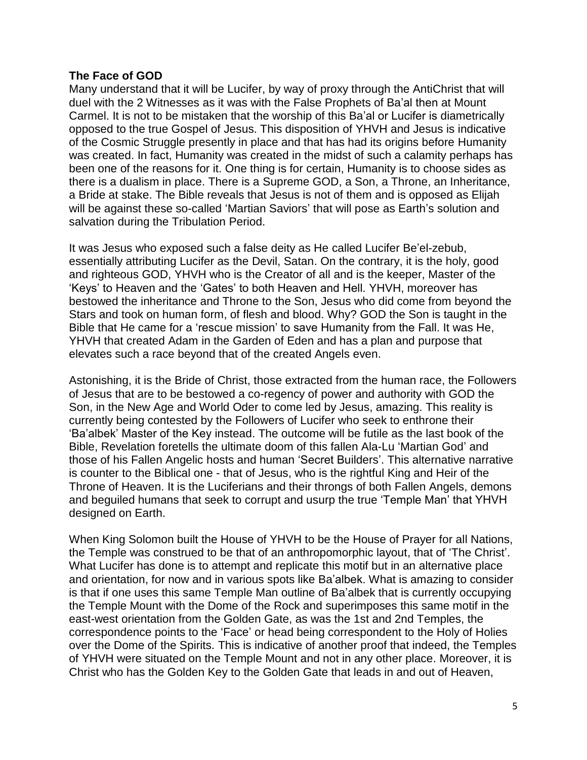**The Face of GOD**

Many understand that it will be Lucifer, by way of proxy through the AntiChrist that will duel with the 2 Witnesses as it was with the False Prophets of Ba'al then at Mount Carmel. It is not to be mistaken that the worship of this Ba'al or Lucifer is diametrically opposed to the true Gospel of Jesus. This disposition of YHVH and Jesus is indicative of the Cosmic Struggle presently in place and that has had its origins before Humanity was created. In fact, Humanity was created in the midst of such a calamity perhaps has been one of the reasons for it. One thing is for certain, Humanity is to choose sides as there is a dualism in place. There is a Supreme GOD, a Son, a Throne, an Inheritance, a Bride at stake. The Bible reveals that Jesus is not of them and is opposed as Elijah will be against these so-called 'Martian Saviors' that will pose as Earth's solution and salvation during the Tribulation Period.

It was Jesus who exposed such a false deity as He called Lucifer Be'el-zebub, essentially attributing Lucifer as the Devil, Satan. On the contrary, it is the holy, good and righteous GOD, YHVH who is the Creator of all and is the keeper, Master of the 'Keys' to Heaven and the 'Gates' to both Heaven and Hell. YHVH, moreover has bestowed the inheritance and Throne to the Son, Jesus who did come from beyond the Stars and took on human form, of flesh and blood. Why? GOD the Son is taught in the Bible that He came for a 'rescue mission' to save Humanity from the Fall. It was He, YHVH that created Adam in the Garden of Eden and has a plan and purpose that elevates such a race beyond that of the created Angels even.

Astonishing, it is the Bride of Christ, those extracted from the human race, the Followers of Jesus that are to be bestowed a co-regency of power and authority with GOD the Son, in the New Age and World Oder to come led by Jesus, amazing. This reality is currently being contested by the Followers of Lucifer who seek to enthrone their 'Ba'albek' Master of the Key instead. The outcome will be futile as the last book of the Bible, Revelation foretells the ultimate doom of this fallen Ala-Lu 'Martian God' and those of his Fallen Angelic hosts and human 'Secret Builders'. This alternative narrative is counter to the Biblical one - that of Jesus, who is the rightful King and Heir of the Throne of Heaven. It is the Luciferians and their throngs of both Fallen Angels, demons and beguiled humans that seek to corrupt and usurp the true 'Temple Man' that YHVH designed on Earth.

When King Solomon built the House of YHVH to be the House of Prayer for all Nations, the Temple was construed to be that of an anthropomorphic layout, that of 'The Christ'. What Lucifer has done is to attempt and replicate this motif but in an alternative place and orientation, for now and in various spots like Ba'albek. What is amazing to consider is that if one uses this same Temple Man outline of Ba'albek that is currently occupying the Temple Mount with the Dome of the Rock and superimposes this same motif in the east-west orientation from the Golden Gate, as was the 1st and 2nd Temples, the correspondence points to the 'Face' or head being correspondent to the Holy of Holies over the Dome of the Spirits. This is indicative of another proof that indeed, the Temples of YHVH were situated on the Temple Mount and not in any other place. Moreover, it is Christ who has the Golden Key to the Golden Gate that leads in and out of Heaven,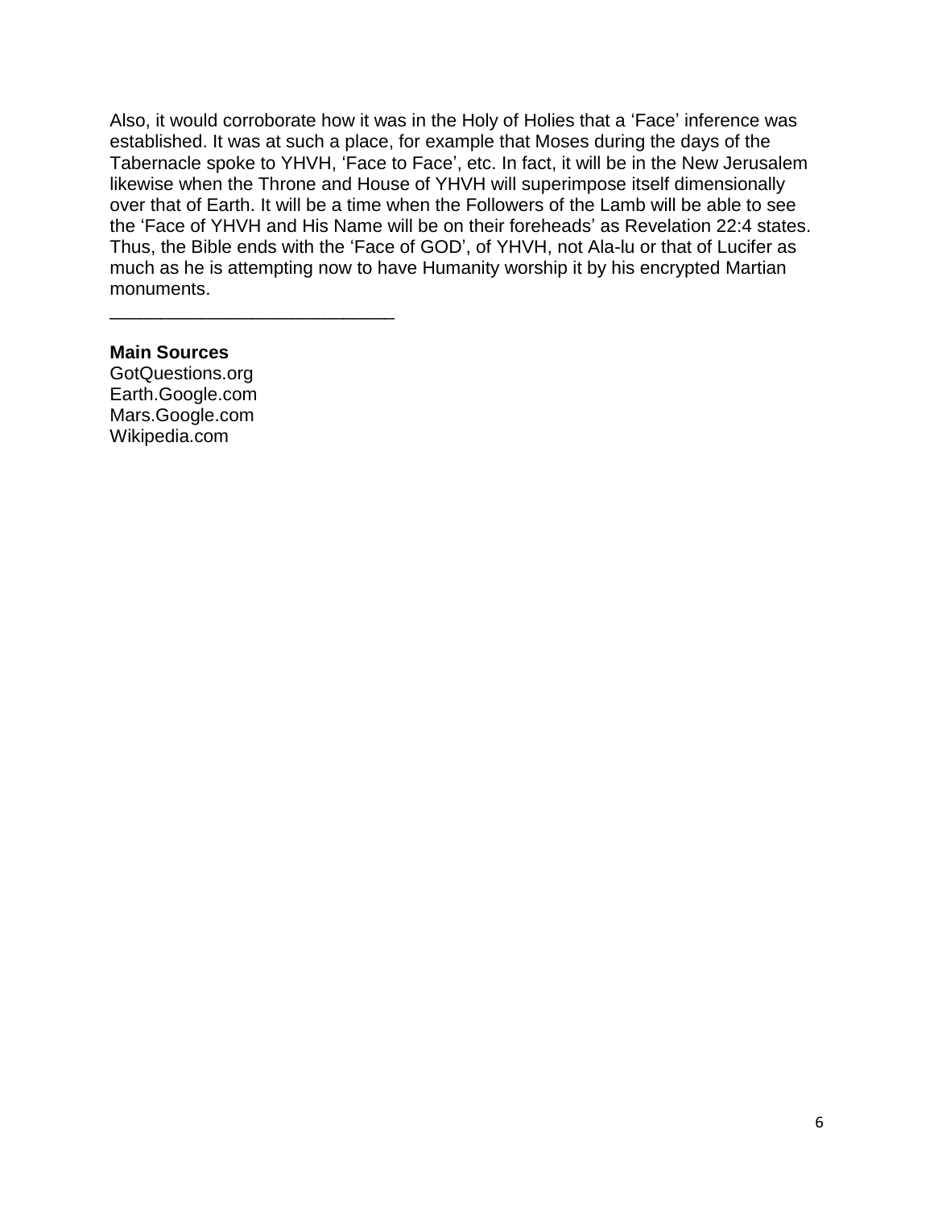Also, it would corroborate how it was in the Holy of Holies that a 'Face' inference was established. It was at such a place, for example that Moses during the days of the Tabernacle spoke to YHVH, 'Face to Face', etc. In fact, it will be in the New Jerusalem likewise when the Throne and House of YHVH will superimpose itself dimensionally over that of Earth. It will be a time when the Followers of the Lamb will be able to see the 'Face of YHVH and His Name will be on their foreheads' as Revelation 22:4 states. Thus, the Bible ends with the 'Face of GOD', of YHVH, not Ala-lu or that of Lucifer as much as he is attempting now to have Humanity worship it by his encrypted Martian monuments.

---

**Main Sources**
GotQuestions.org
Earth.Google.com
Mars.Google.com
Wikipedia.com